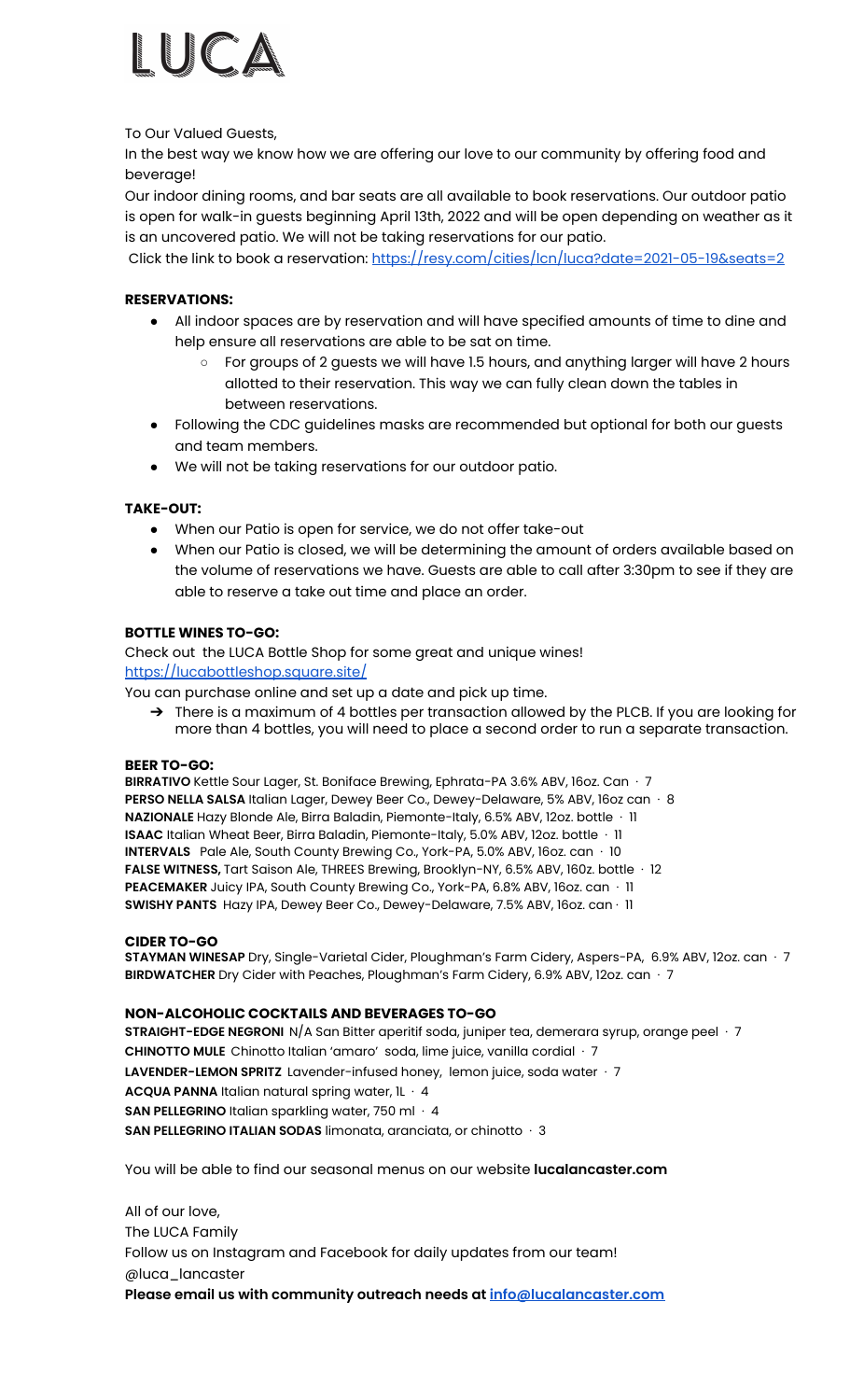# LUCA

To Our Valued Guests,

In the best way we know how we are offering our love to our community by offering food and beverage!

Our indoor dining rooms, and bar seats are all available to book reservations. Our outdoor patio is open for walk-in guests beginning April 13th, 2022 and will be open depending on weather as it is an uncovered patio. We will not be taking reservations for our patio.

Click the link to book a reservation: [https://resy.com/cities/lcn/luca?date=2021-05-19&seats=2](https://resy.com/cities/lcn/luca?date=2021-05-19&seats=2)

**RESERVATIONS:**

- All indoor spaces are by reservation and will have specified amounts of time to dine and help ensure all reservations are able to be sat on time.
  - For groups of 2 guests we will have 1.5 hours, and anything larger will have 2 hours allotted to their reservation. This way we can fully clean down the tables in between reservations.
- Following the CDC guidelines masks are recommended but optional for both our guests and team members.
- We will not be taking reservations for our outdoor patio.

**TAKE-OUT:**

- When our Patio is open for service, we do not offer take-out
- When our Patio is closed, we will be determining the amount of orders available based on the volume of reservations we have. Guests are able to call after 3:30pm to see if they are able to reserve a take out time and place an order.

**BOTTLE WINES TO-GO:**

Check out the LUCA Bottle Shop for some great and unique wines!
[https://lucabottleshop.square.site/](https://lucabottleshop.square.site/)

You can purchase online and set up a date and pick up time.

- ➔ There is a maximum of 4 bottles per transaction allowed by the PLCB. If you are looking for more than 4 bottles, you will need to place a second order to run a separate transaction.

**BEER TO-GO:**

**BIRRATIVO** Kettle Sour Lager, St. Boniface Brewing, Ephrata-PA 3.6% ABV, 16oz. Can · 7
**PERSO NELLA SALSA** Italian Lager, Dewey Beer Co., Dewey-Delaware, 5% ABV, 16oz can · 8
**NAZIONALE** Hazy Blonde Ale, Birra Baladin, Piemonte-Italy, 6.5% ABV, 12oz. bottle · 11
**ISAAC** Italian Wheat Beer, Birra Baladin, Piemonte-Italy, 5.0% ABV, 12oz. bottle · 11
**INTERVALS** Pale Ale, South County Brewing Co., York-PA, 5.0% ABV, 16oz. can · 10
**FALSE WITNESS,** Tart Saison Ale, THREES Brewing, Brooklyn-NY, 6.5% ABV, 16oz. bottle · 12
**PEACEMAKER** Juicy IPA, South County Brewing Co., York-PA, 6.8% ABV, 16oz. can · 11
**SWISHY PANTS** Hazy IPA, Dewey Beer Co., Dewey-Delaware, 7.5% ABV, 16oz. can · 11

**CIDER TO-GO**

**STAYMAN WINESAP** Dry, Single-Varietal Cider, Ploughman's Farm Cidery, Aspers-PA, 6.9% ABV, 12oz. can · 7
**BIRDWATCHER** Dry Cider with Peaches, Ploughman's Farm Cidery, 6.9% ABV, 12oz. can · 7

**NON-ALCOHOLIC COCKTAILS AND BEVERAGES TO-GO**

**STRAIGHT-EDGE NEGRONI** N/A San Bitter aperitif soda, juniper tea, demerara syrup, orange peel · 7
**CHINOTTO MULE** Chinotto Italian 'amaro' soda, lime juice, vanilla cordial · 7
**LAVENDER-LEMON SPRITZ** Lavender-infused honey, lemon juice, soda water · 7
**ACQUA PANNA** Italian natural spring water, 1L · 4
**SAN PELLEGRINO** Italian sparkling water, 750 ml · 4
**SAN PELLEGRINO ITALIAN SODAS** limonata, aranciata, or chinotto · 3

You will be able to find our seasonal menus on our website **lucalancaster.com**

All of our love,
The LUCA Family
Follow us on Instagram and Facebook for daily updates from our team!
@luca_lancaster
**Please email us with community outreach needs at [info@lucalancaster.com](mailto:info@lucalancaster.com)**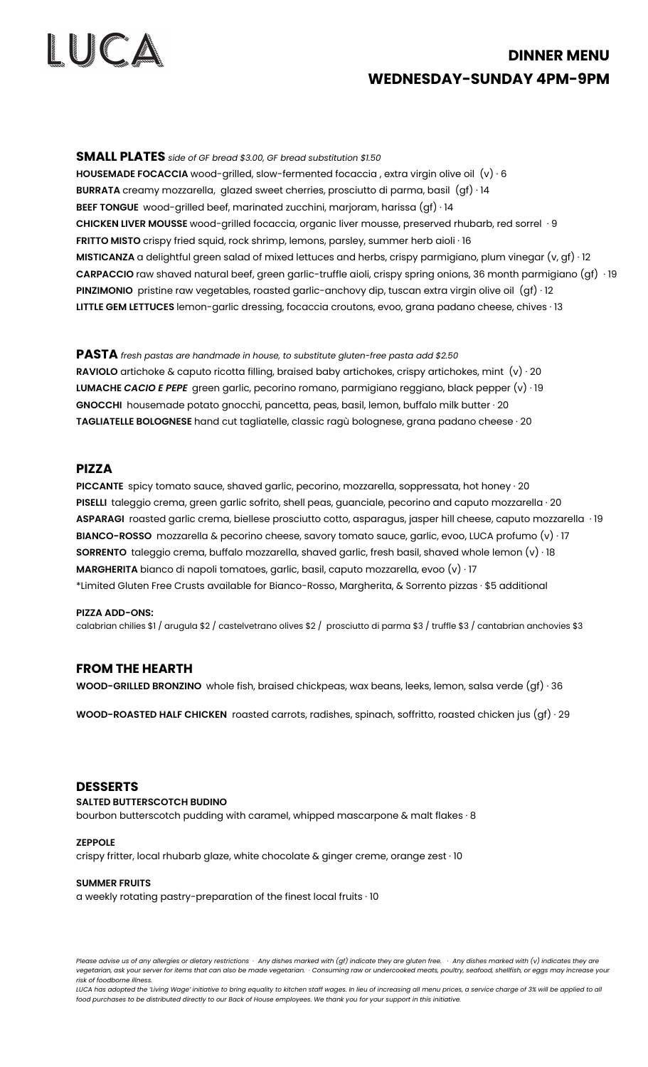# LUCA

## DINNER MENU
## WEDNESDAY-SUNDAY 4PM-9PM

### SMALL PLATES *side of GF bread $3.00, GF bread substitution $1.50*

**HOUSEMADE FOCACCIA** wood-grilled, slow-fermented focaccia , extra virgin olive oil (v) · 6
**BURRATA** creamy mozzarella, glazed sweet cherries, prosciutto di parma, basil (gf) · 14
**BEEF TONGUE** wood-grilled beef, marinated zucchini, marjoram, harissa (gf) · 14
**CHICKEN LIVER MOUSSE** wood-grilled focaccia, organic liver mousse, preserved rhubarb, red sorrel · 9
**FRITTO MISTO** crispy fried squid, rock shrimp, lemons, parsley, summer herb aioli · 16
**MISTICANZA** a delightful green salad of mixed lettuces and herbs, crispy parmigiano, plum vinegar (v, gf) · 12
**CARPACCIO** raw shaved natural beef, green garlic-truffle aioli, crispy spring onions, 36 month parmigiano (gf) · 19
**PINZIMONIO** pristine raw vegetables, roasted garlic-anchovy dip, tuscan extra virgin olive oil (gf) · 12
**LITTLE GEM LETTUCES** lemon-garlic dressing, focaccia croutons, evoo, grana padano cheese, chives · 13

### PASTA *fresh pastas are handmade in house, to substitute gluten-free pasta add $2.50*

**RAVIOLO** artichoke & caputo ricotta filling, braised baby artichokes, crispy artichokes, mint (v) · 20
**LUMACHE *CACIO E PEPE*** green garlic, pecorino romano, parmigiano reggiano, black pepper (v) · 19
**GNOCCHI** housemade potato gnocchi, pancetta, peas, basil, lemon, buffalo milk butter · 20
**TAGLIATELLE BOLOGNESE** hand cut tagliatelle, classic ragù bolognese, grana padano cheese · 20

### PIZZA

**PICCANTE** spicy tomato sauce, shaved garlic, pecorino, mozzarella, soppressata, hot honey · 20
**PISELLI** taleggio crema, green garlic sofrito, shell peas, guanciale, pecorino and caputo mozzarella · 20
**ASPARAGI** roasted garlic crema, biellese prosciutto cotto, asparagus, jasper hill cheese, caputo mozzarella · 19
**BIANCO-ROSSO** mozzarella & pecorino cheese, savory tomato sauce, garlic, evoo, LUCA profumo (v) · 17
**SORRENTO** taleggio crema, buffalo mozzarella, shaved garlic, fresh basil, shaved whole lemon (v) · 18
**MARGHERITA** bianco di napoli tomatoes, garlic, basil, caputo mozzarella, evoo (v) · 17
*Limited Gluten Free Crusts available for Bianco-Rosso, Margherita, & Sorrento pizzas · $5 additional

**PIZZA ADD-ONS:**
calabrian chilies $1 / arugula $2 / castelvetrano olives $2 / prosciutto di parma $3 / truffle $3 / cantabrian anchovies $3

### FROM THE HEARTH

**WOOD-GRILLED BRONZINO** whole fish, braised chickpeas, wax beans, leeks, lemon, salsa verde (gf) · 36

**WOOD-ROASTED HALF CHICKEN** roasted carrots, radishes, spinach, soffritto, roasted chicken jus (gf) · 29

### DESSERTS

**SALTED BUTTERSCOTCH BUDINO**
bourbon butterscotch pudding with caramel, whipped mascarpone & malt flakes · 8

**ZEPPOLE**
crispy fritter, local rhubarb glaze, white chocolate & ginger creme, orange zest · 10

**SUMMER FRUITS**
a weekly rotating pastry-preparation of the finest local fruits · 10

*Please advise us of any allergies or dietary restrictions · Any dishes marked with (gf) indicate they are gluten free. · Any dishes marked with (v) indicates they are vegetarian, ask your server for items that can also be made vegetarian. · Consuming raw or undercooked meats, poultry, seafood, shellfish, or eggs may increase your risk of foodborne illness.*
*LUCA has adopted the 'Living Wage' initiative to bring equality to kitchen staff wages. In lieu of increasing all menu prices, a service charge of 3% will be applied to all food purchases to be distributed directly to our Back of House employees. We thank you for your support in this initiative.*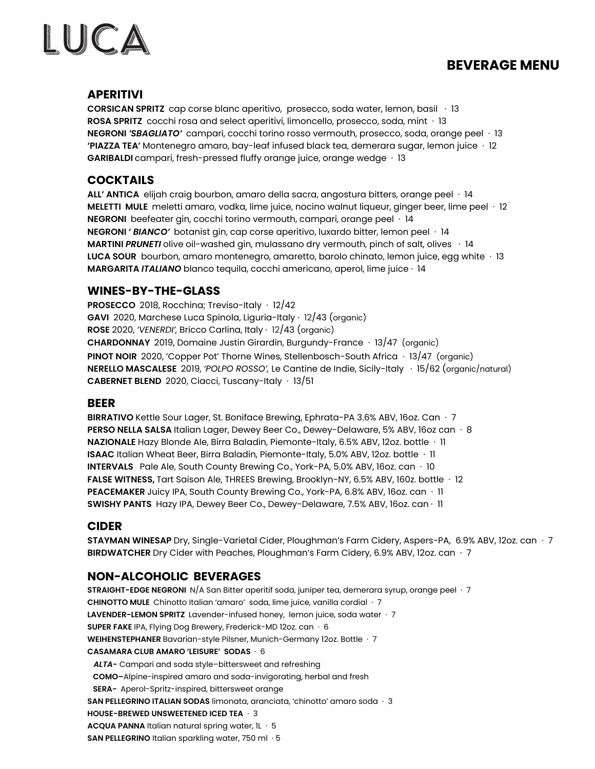# LUCA

## BEVERAGE MENU

### APERITIVI

**CORSICAN SPRITZ** cap corse blanc aperitivo, prosecco, soda water, lemon, basil · 13
**ROSA SPRITZ** cocchi rosa and select aperitivi, limoncello, prosecco, soda, mint · 13
**NEGRONI *'SBAGLIATO'*** campari, cocchi torino rosso vermouth, prosecco, soda, orange peel · 13
**'PIAZZA TEA'** Montenegro amaro, bay-leaf infused black tea, demerara sugar, lemon juice · 12
**GARIBALDI** campari, fresh-pressed fluffy orange juice, orange wedge · 13

### COCKTAILS

**ALL' ANTICA** elijah craig bourbon, amaro della sacra, angostura bitters, orange peel · 14
**MELETTI MULE** meletti amaro, vodka, lime juice, nocino walnut liqueur, ginger beer, lime peel · 12
**NEGRONI** beefeater gin, cocchi torino vermouth, campari, orange peel · 14
**NEGRONI ' *BIANCO'*** botanist gin, cap corse aperitivo, luxardo bitter, lemon peel · 14
**MARTINI *PRUNETI*** olive oil-washed gin, mulassano dry vermouth, pinch of salt, olives · 14
**LUCA SOUR** bourbon, amaro montenegro, amaretto, barolo chinato, lemon juice, egg white · 13
**MARGARITA *ITALIANO*** blanco tequila, cocchi americano, aperol, lime juice · 14

### WINES-BY-THE-GLASS

**PROSECCO** 2018, Rocchina; Treviso-Italy · 12/42
**GAVI** 2020, Marchese Luca Spinola, Liguria-Italy · 12/43 (organic)
**ROSE** 2020, *'VENERDI',* Bricco Carlina, Italy · 12/43 (organic)
**CHARDONNAY** 2019, Domaine Justin Girardin, Burgundy-France · 13/47 (organic)
**PINOT NOIR** 2020, 'Copper Pot' Thorne Wines, Stellenbosch-South Africa · 13/47 (organic)
**NERELLO MASCALESE** 2019, *'POLPO ROSSO',* Le Cantine de Indie, Sicily-Italy · 15/62 (organic/natural)
**CABERNET BLEND** 2020, Ciacci, Tuscany-Italy · 13/51

### BEER

**BIRRATIVO** Kettle Sour Lager, St. Boniface Brewing, Ephrata-PA 3.6% ABV, 16oz. Can · 7
**PERSO NELLA SALSA** Italian Lager, Dewey Beer Co., Dewey-Delaware, 5% ABV, 16oz can · 8
**NAZIONALE** Hazy Blonde Ale, Birra Baladin, Piemonte-Italy, 6.5% ABV, 12oz. bottle · 11
**ISAAC** Italian Wheat Beer, Birra Baladin, Piemonte-Italy, 5.0% ABV, 12oz. bottle · 11
**INTERVALS** Pale Ale, South County Brewing Co., York-PA, 5.0% ABV, 16oz. can · 10
**FALSE WITNESS,** Tart Saison Ale, THREES Brewing, Brooklyn-NY, 6.5% ABV, 160z. bottle · 12
**PEACEMAKER** Juicy IPA, South County Brewing Co., York-PA, 6.8% ABV, 16oz. can · 11
**SWISHY PANTS** Hazy IPA, Dewey Beer Co., Dewey-Delaware, 7.5% ABV, 16oz. can · 11

### CIDER

**STAYMAN WINESAP** Dry, Single-Varietal Cider, Ploughman's Farm Cidery, Aspers-PA, 6.9% ABV, 12oz. can · 7
**BIRDWATCHER** Dry Cider with Peaches, Ploughman's Farm Cidery, 6.9% ABV, 12oz. can · 7

### NON-ALCOHOLIC BEVERAGES

**STRAIGHT-EDGE NEGRONI** N/A San Bitter aperitif soda, juniper tea, demerara syrup, orange peel · 7
**CHINOTTO MULE** Chinotto Italian 'amaro' soda, lime juice, vanilla cordial · 7
**LAVENDER-LEMON SPRITZ** Lavender-infused honey, lemon juice, soda water · 7
**SUPER FAKE** IPA, Flying Dog Brewery, Frederick-MD 12oz. can · 6
**WEIHENSTEPHANER** Bavarian-style Pilsner, Munich-Germany 12oz. Bottle · 7
**CASAMARA CLUB AMARO 'LEISURE' SODAS** · 6
***ALTA-*** Campari and soda style–bittersweet and refreshing
**COMO–**Alpine-inspired amaro and soda-invigorating, herbal and fresh
**SERA-** Aperol-Spritz-inspired, bittersweet orange
**SAN PELLEGRINO ITALIAN SODAS** limonata, aranciata, 'chinotto' amaro soda · 3
**HOUSE-BREWED UNSWEETENED ICED TEA** · 3
**ACQUA PANNA** Italian natural spring water, 1L · 5
**SAN PELLEGRINO** Italian sparkling water, 750 ml · 5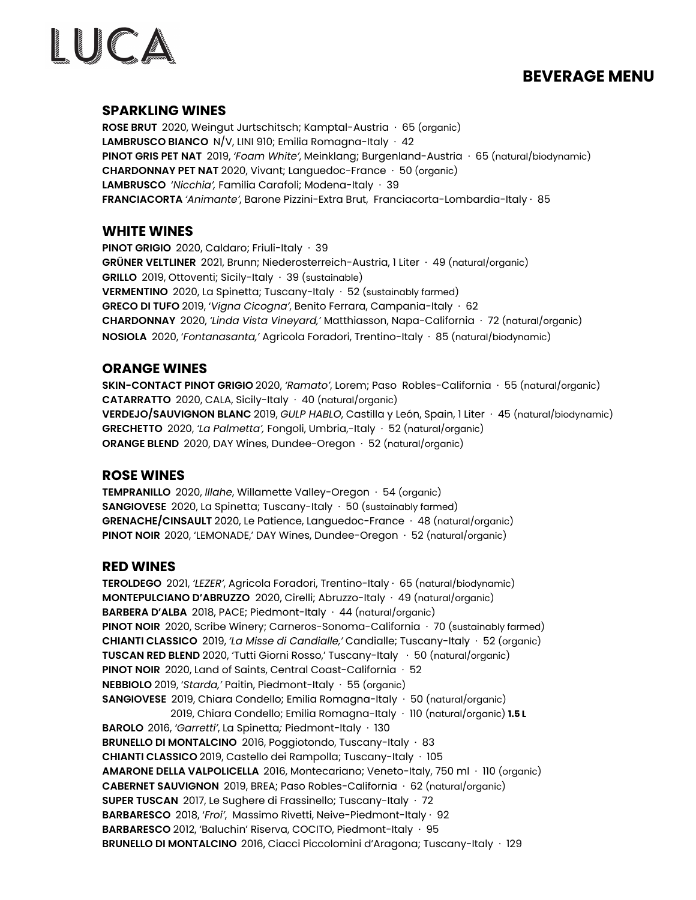# LUCA

## BEVERAGE MENU

### SPARKLING WINES

**ROSE BRUT** 2020, Weingut Jurtschitsch; Kamptal-Austria · 65 (organic)
**LAMBRUSCO BIANCO** N/V, LINI 910; Emilia Romagna-Italy · 42
**PINOT GRIS PET NAT** 2019, *'Foam White'*, Meinklang; Burgenland-Austria · 65 (natural/biodynamic)
**CHARDONNAY PET NAT** 2020, Vivant; Languedoc-France · 50 (organic)
**LAMBRUSCO** *'Nicchia',* Familia Carafoli; Modena-Italy · 39
**FRANCIACORTA** *'Animante'*, Barone Pizzini-Extra Brut, Franciacorta-Lombardia-Italy · 85

### WHITE WINES

**PINOT GRIGIO** 2020, Caldaro; Friuli-Italy · 39
**GRÜNER VELTLINER** 2021, Brunn; Niederosterreich-Austria, 1 Liter · 49 (natural/organic)
**GRILLO** 2019, Ottoventi; Sicily-Italy · 39 (sustainable)
**VERMENTINO** 2020, La Spinetta; Tuscany-Italy · 52 (sustainably farmed)
**GRECO DI TUFO** 2019, *'Vigna Cicogna'*, Benito Ferrara, Campania-Italy · 62
**CHARDONNAY** 2020, *'Linda Vista Vineyard,'* Matthiasson, Napa-California · 72 (natural/organic)
**NOSIOLA** 2020, *'Fontanasanta,'* Agricola Foradori, Trentino-Italy · 85 (natural/biodynamic)

### ORANGE WINES

**SKIN-CONTACT PINOT GRIGIO** 2020, *'Ramato'*, Lorem; Paso Robles-California · 55 (natural/organic)
**CATARRATTO** 2020, CALA, Sicily-Italy · 40 (natural/organic)
**VERDEJO/SAUVIGNON BLANC** 2019, *GULP HABLO*, Castilla y León, Spain, 1 Liter · 45 (natural/biodynamic)
**GRECHETTO** 2020, *'La Palmetta',* Fongoli, Umbria,-Italy · 52 (natural/organic)
**ORANGE BLEND** 2020, DAY Wines, Dundee-Oregon · 52 (natural/organic)

### ROSE WINES

**TEMPRANILLO** 2020, *Illahe*, Willamette Valley-Oregon · 54 (organic)
**SANGIOVESE** 2020, La Spinetta; Tuscany-Italy · 50 (sustainably farmed)
**GRENACHE/CINSAULT** 2020, Le Patience, Languedoc-France · 48 (natural/organic)
**PINOT NOIR** 2020, 'LEMONADE,' DAY Wines, Dundee-Oregon · 52 (natural/organic)

### RED WINES

**TEROLDEGO** 2021, *'LEZER'*, Agricola Foradori, Trentino-Italy · 65 (natural/biodynamic)
**MONTEPULCIANO D'ABRUZZO** 2020, Cirelli; Abruzzo-Italy · 49 (natural/organic)
**BARBERA D'ALBA** 2018, PACE; Piedmont-Italy · 44 (natural/organic)
**PINOT NOIR** 2020, Scribe Winery; Carneros-Sonoma-California · 70 (sustainably farmed)
**CHIANTI CLASSICO** 2019, *'La Misse di Candialle,'* Candialle; Tuscany-Italy · 52 (organic)
**TUSCAN RED BLEND** 2020, 'Tutti Giorni Rosso,' Tuscany-Italy · 50 (natural/organic)
**PINOT NOIR** 2020, Land of Saints, Central Coast-California · 52
**NEBBIOLO** 2019, *'Starda,'* Paitin, Piedmont-Italy · 55 (organic)
**SANGIOVESE** 2019, Chiara Condello; Emilia Romagna-Italy · 50 (natural/organic)
2019, Chiara Condello; Emilia Romagna-Italy · 110 (natural/organic) **1.5 L**
**BAROLO** 2016, *'Garretti'*, La Spinetta; Piedmont-Italy · 130
**BRUNELLO DI MONTALCINO** 2016, Poggiotondo, Tuscany-Italy · 83
**CHIANTI CLASSICO** 2019, Castello dei Rampolla; Tuscany-Italy · 105
**AMARONE DELLA VALPOLICELLA** 2016, Montecariano; Veneto-Italy, 750 ml · 110 (organic)
**CABERNET SAUVIGNON** 2019, BREA; Paso Robles-California · 62 (natural/organic)
**SUPER TUSCAN** 2017, Le Sughere di Frassinello; Tuscany-Italy · 72
**BARBARESCO** 2018, *'Froi'*, Massimo Rivetti, Neive-Piedmont-Italy · 92
**BARBARESCO** 2012, 'Baluchin' Riserva, COCITO, Piedmont-Italy · 95
**BRUNELLO DI MONTALCINO** 2016, Ciacci Piccolomini d'Aragona; Tuscany-Italy · 129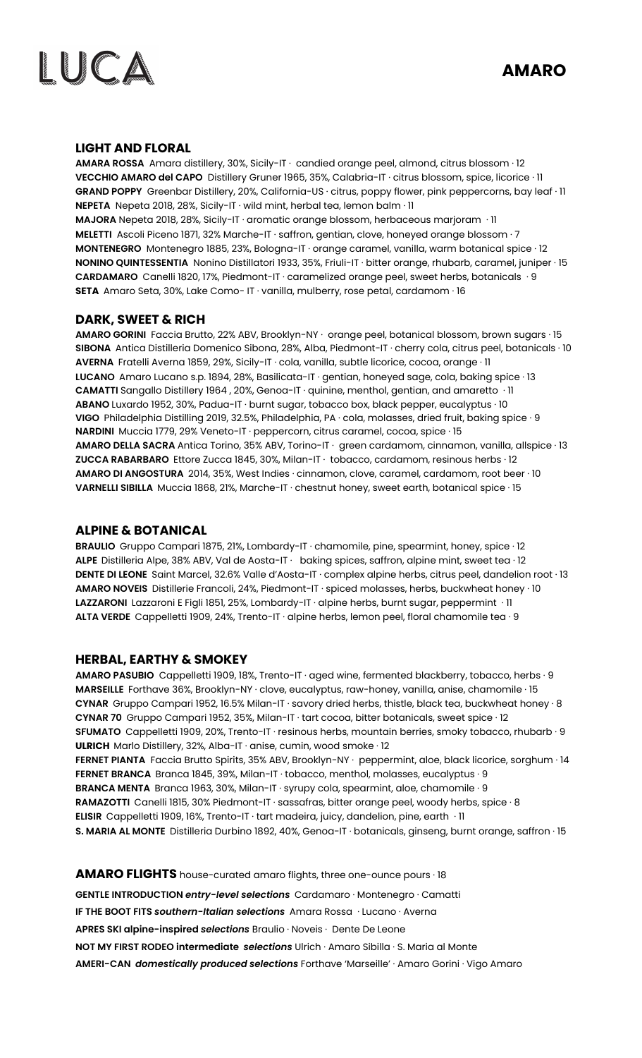# LUCA

# AMARO

## LIGHT AND FLORAL

**AMARA ROSSA** Amara distillery, 30%, Sicily-IT · candied orange peel, almond, citrus blossom · 12
**VECCHIO AMARO del CAPO** Distillery Gruner 1965, 35%, Calabria-IT · citrus blossom, spice, licorice · 11
**GRAND POPPY** Greenbar Distillery, 20%, California-US · citrus, poppy flower, pink peppercorns, bay leaf · 11
**NEPETA** Nepeta 2018, 28%, Sicily-IT · wild mint, herbal tea, lemon balm · 11
**MAJORA** Nepeta 2018, 28%, Sicily-IT · aromatic orange blossom, herbaceous marjoram · 11
**MELETTI** Ascoli Piceno 1871, 32% Marche-IT · saffron, gentian, clove, honeyed orange blossom · 7
**MONTENEGRO** Montenegro 1885, 23%, Bologna-IT · orange caramel, vanilla, warm botanical spice · 12
**NONINO QUINTESSENTIA** Nonino Distillatori 1933, 35%, Friuli-IT · bitter orange, rhubarb, caramel, juniper · 15
**CARDAMARO** Canelli 1820, 17%, Piedmont-IT · caramelized orange peel, sweet herbs, botanicals · 9
**SETA** Amaro Seta, 30%, Lake Como- IT · vanilla, mulberry, rose petal, cardamom · 16

## DARK, SWEET & RICH

**AMARO GORINI** Faccia Brutto, 22% ABV, Brooklyn-NY · orange peel, botanical blossom, brown sugars · 15
**SIBONA** Antica Distilleria Domenico Sibona, 28%, Alba, Piedmont-IT · cherry cola, citrus peel, botanicals · 10
**AVERNA** Fratelli Averna 1859, 29%, Sicily-IT · cola, vanilla, subtle licorice, cocoa, orange · 11
**LUCANO** Amaro Lucano s.p. 1894, 28%, Basilicata-IT · gentian, honeyed sage, cola, baking spice · 13
**CAMATTI** Sangallo Distillery 1964 , 20%, Genoa-IT · quinine, menthol, gentian, and amaretto · 11
**ABANO** Luxardo 1952, 30%, Padua-IT · burnt sugar, tobacco box, black pepper, eucalyptus · 10
**VIGO** Philadelphia Distilling 2019, 32.5%, Philadelphia, PA · cola, molasses, dried fruit, baking spice · 9
**NARDINI** Muccia 1779, 29% Veneto-IT · peppercorn, citrus caramel, cocoa, spice · 15
**AMARO DELLA SACRA** Antica Torino, 35% ABV, Torino-IT · green cardamom, cinnamon, vanilla, allspice · 13
**ZUCCA RABARBARO** Ettore Zucca 1845, 30%, Milan-IT · tobacco, cardamom, resinous herbs · 12
**AMARO DI ANGOSTURA** 2014, 35%, West Indies · cinnamon, clove, caramel, cardamom, root beer · 10
**VARNELLI SIBILLA** Muccia 1868, 21%, Marche-IT · chestnut honey, sweet earth, botanical spice · 15

## ALPINE & BOTANICAL

**BRAULIO** Gruppo Campari 1875, 21%, Lombardy-IT · chamomile, pine, spearmint, honey, spice · 12
**ALPE** Distilleria Alpe, 38% ABV, Val de Aosta-IT · baking spices, saffron, alpine mint, sweet tea · 12
**DENTE DI LEONE** Saint Marcel, 32.6% Valle d'Aosta-IT · complex alpine herbs, citrus peel, dandelion root · 13
**AMARO NOVEIS** Distillerie Francoli, 24%, Piedmont-IT · spiced molasses, herbs, buckwheat honey · 10
**LAZZARONI** Lazzaroni E Figli 1851, 25%, Lombardy-IT · alpine herbs, burnt sugar, peppermint · 11
**ALTA VERDE** Cappelletti 1909, 24%, Trento-IT · alpine herbs, lemon peel, floral chamomile tea · 9

## HERBAL, EARTHY & SMOKEY

**AMARO PASUBIO** Cappelletti 1909, 18%, Trento-IT · aged wine, fermented blackberry, tobacco, herbs · 9
**MARSEILLE** Forthave 36%, Brooklyn-NY · clove, eucalyptus, raw-honey, vanilla, anise, chamomile · 15
**CYNAR** Gruppo Campari 1952, 16.5% Milan-IT · savory dried herbs, thistle, black tea, buckwheat honey · 8
**CYNAR 70** Gruppo Campari 1952, 35%, Milan-IT · tart cocoa, bitter botanicals, sweet spice · 12
**SFUMATO** Cappelletti 1909, 20%, Trento-IT · resinous herbs, mountain berries, smoky tobacco, rhubarb · 9
**ULRICH** Marlo Distillery, 32%, Alba-IT · anise, cumin, wood smoke · 12
**FERNET PIANTA** Faccia Brutto Spirits, 35% ABV, Brooklyn-NY · peppermint, aloe, black licorice, sorghum · 14
**FERNET BRANCA** Branca 1845, 39%, Milan-IT · tobacco, menthol, molasses, eucalyptus · 9
**BRANCA MENTA** Branca 1963, 30%, Milan-IT · syrupy cola, spearmint, aloe, chamomile · 9
**RAMAZOTTI** Canelli 1815, 30% Piedmont-IT · sassafras, bitter orange peel, woody herbs, spice · 8
**ELISIR** Cappelletti 1909, 16%, Trento-IT · tart madeira, juicy, dandelion, pine, earth · 11
**S. MARIA AL MONTE** Distilleria Durbino 1892, 40%, Genoa-IT · botanicals, ginseng, burnt orange, saffron · 15

## AMARO FLIGHTS house-curated amaro flights, three one-ounce pours · 18

**GENTLE INTRODUCTION** ***entry-level selections*** Cardamaro · Montenegro · Camatti
**IF THE BOOT FITS** ***southern-Italian selections*** Amara Rossa · Lucano · Averna
**APRES SKI alpine-inspired** ***selections*** Braulio · Noveis · Dente De Leone
**NOT MY FIRST RODEO intermediate** ***selections*** Ulrich · Amaro Sibilla · S. Maria al Monte
**AMERI-CAN** ***domestically produced selections*** Forthave 'Marseille' · Amaro Gorini · Vigo Amaro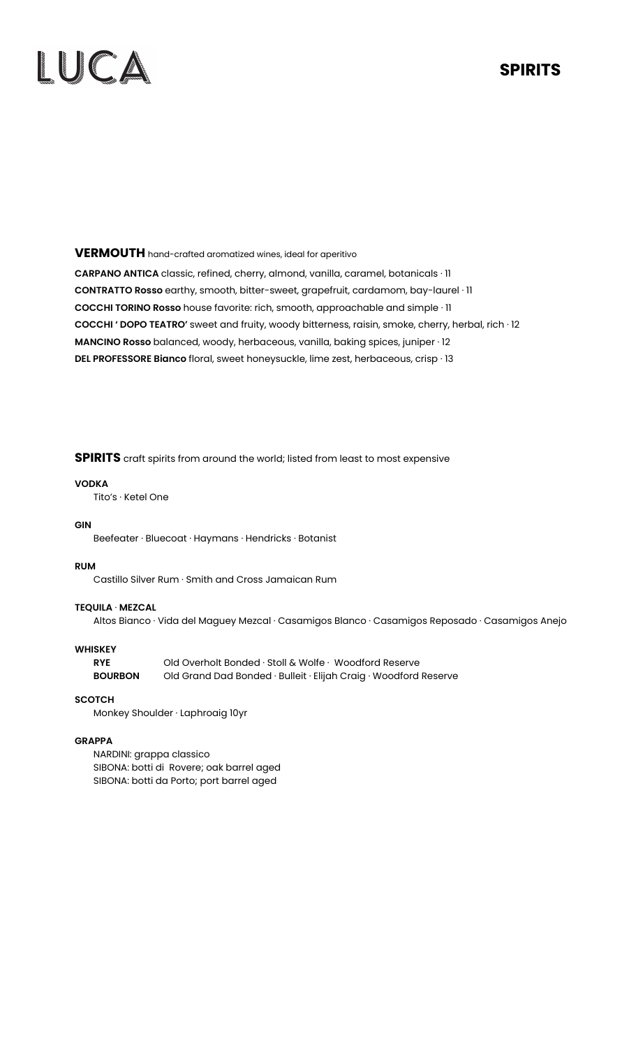# LUCA

## SPIRITS

**VERMOUTH** hand-crafted aromatized wines, ideal for aperitivo

**CARPANO ANTICA** classic, refined, cherry, almond, vanilla, caramel, botanicals · 11

**CONTRATTO Rosso** earthy, smooth, bitter-sweet, grapefruit, cardamom, bay-laurel · 11

**COCCHI TORINO Rosso** house favorite: rich, smooth, approachable and simple · 11

**COCCHI ' DOPO TEATRO'** sweet and fruity, woody bitterness, raisin, smoke, cherry, herbal, rich · 12

**MANCINO Rosso** balanced, woody, herbaceous, vanilla, baking spices, juniper · 12

**DEL PROFESSORE Bianco** floral, sweet honeysuckle, lime zest, herbaceous, crisp · 13

**SPIRITS** craft spirits from around the world; listed from least to most expensive

**VODKA**

Tito's · Ketel One

**GIN**

Beefeater · Bluecoat · Haymans · Hendricks · Botanist

**RUM**

Castillo Silver Rum · Smith and Cross Jamaican Rum

**TEQUILA · MEZCAL**

Altos Bianco · Vida del Maguey Mezcal · Casamigos Blanco · Casamigos Reposado · Casamigos Anejo

**WHISKEY**

**RYE** Old Overholt Bonded · Stoll & Wolfe · Woodford Reserve

**BOURBON** Old Grand Dad Bonded · Bulleit · Elijah Craig · Woodford Reserve

**SCOTCH**

Monkey Shoulder · Laphroaig 10yr

**GRAPPA**

NARDINI: grappa classico

SIBONA: botti di Rovere; oak barrel aged

SIBONA: botti da Porto; port barrel aged